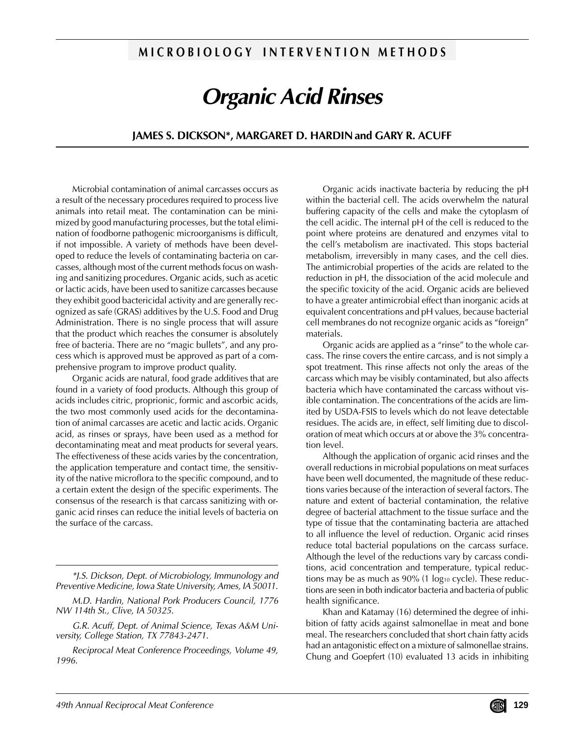MICROBIOLOGY INTERVENTION METHODS

# Organic Acid Rinses

**JAMES S. DICKSON*, MARGARET D. HARDIN and GARY R. ACUFF**

Microbial contamination of animal carcasses occurs as a result of the necessary procedures required to process live animals into retail meat. The contamination can be minimized by good manufacturing processes, but the total elimination of foodborne pathogenic microorganisms is difficult, if not impossible. A variety of methods have been developed to reduce the levels of contaminating bacteria on carcasses, although most of the current methods focus on washing and sanitizing procedures. Organic acids, such as acetic or lactic acids, have been used to sanitize carcasses because they exhibit good bactericidal activity and are generally recognized as safe (GRAS) additives by the U.S. Food and Drug Administration. There is no single process that will assure that the product which reaches the consumer is absolutely free of bacteria. There are no "magic bullets", and any process which is approved must be approved as part of a comprehensive program to improve product quality.

Organic acids are natural, food grade additives that are found in a variety of food products. Although this group of acids includes citric, proprionic, formic and ascorbic acids, the two most commonly used acids for the decontamination of animal carcasses are acetic and lactic acids. Organic acid, as rinses or sprays, have been used as a method for decontaminating meat and meat products for several years. The effectiveness of these acids varies by the concentration, the application temperature and contact time, the sensitivity of the native microflora to the specific compound, and to a certain extent the design of the specific experiments. The consensus of the research is that carcass sanitizing with organic acid rinses can reduce the initial levels of bacteria on the surface of the carcass.

*\*J.S. Dickson, Dept. of Microbiology, Immunology and Preventive Medicine, Iowa State University, Ames, IA 50011.*

*M.D. Hardin, National Pork Producers Council, 1776 NW 114th St., Clive, IA 50325.*

*G.R. Acuff, Dept. of Animal Science, Texas A&M University, College Station, TX 77843-2471.*

*Reciprocal Meat Conference Proceedings, Volume 49, 1996.*

Organic acids inactivate bacteria by reducing the pH within the bacterial cell. The acids overwhelm the natural buffering capacity of the cells and make the cytoplasm of the cell acidic. The internal pH of the cell is reduced to the point where proteins are denatured and enzymes vital to the cell's metabolism are inactivated. This stops bacterial metabolism, irreversibly in many cases, and the cell dies. The antimicrobial properties of the acids are related to the reduction in pH, the dissociation of the acid molecule and the specific toxicity of the acid. Organic acids are believed to have a greater antimicrobial effect than inorganic acids at equivalent concentrations and pH values, because bacterial cell membranes do not recognize organic acids as "foreign" materials.

Organic acids are applied as a "rinse" to the whole carcass. The rinse covers the entire carcass, and is not simply a spot treatment. This rinse affects not only the areas of the carcass which may be visibly contaminated, but also affects bacteria which have contaminated the carcass without visible contamination. The concentrations of the acids are limited by USDA-FSIS to levels which do not leave detectable residues. The acids are, in effect, self limiting due to discoloration of meat which occurs at or above the 3% concentration level.

Although the application of organic acid rinses and the overall reductions in microbial populations on meat surfaces have been well documented, the magnitude of these reductions varies because of the interaction of several factors. The nature and extent of bacterial contamination, the relative degree of bacterial attachment to the tissue surface and the type of tissue that the contaminating bacteria are attached to all influence the level of reduction. Organic acid rinses reduce total bacterial populations on the carcass surface. Although the level of the reductions vary by carcass conditions, acid concentration and temperature, typical reductions may be as much as 90% (1 $\log_{10}$ cycle). These reductions are seen in both indicator bacteria and bacteria of public health significance.

Khan and Katamay (16) determined the degree of inhibition of fatty acids against salmonellae in meat and bone meal. The researchers concluded that short chain fatty acids had an antagonistic effect on a mixture of salmonellae strains. Chung and Goepfert (10) evaluated 13 acids in inhibiting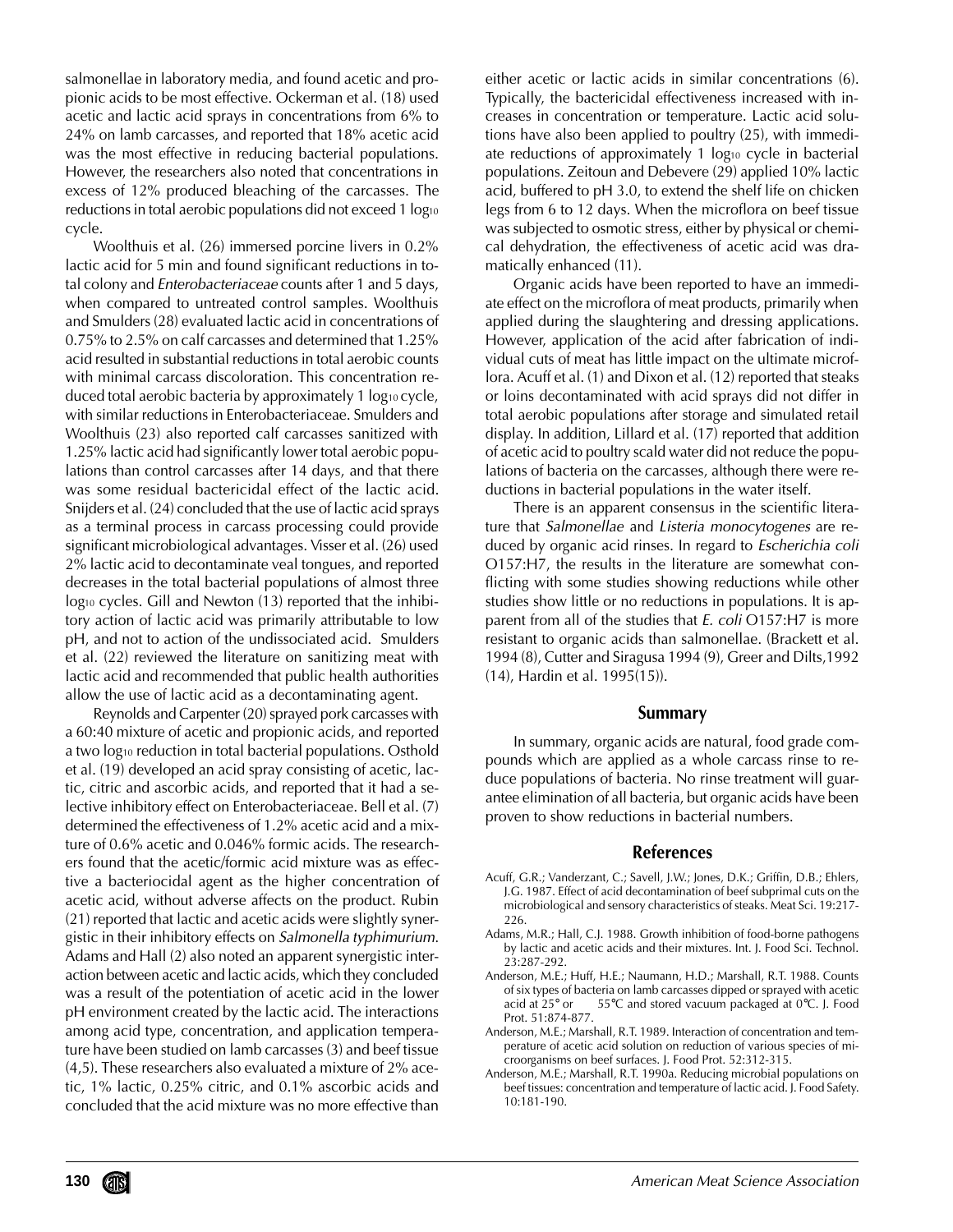salmonellae in laboratory media, and found acetic and propionic acids to be most effective. Ockerman et al. (18) used acetic and lactic acid sprays in concentrations from 6% to 24% on lamb carcasses, and reported that 18% acetic acid was the most effective in reducing bacterial populations. However, the researchers also noted that concentrations in excess of 12% produced bleaching of the carcasses. The reductions in total aerobic populations did not exceed 1 $\log_{10}$ cycle.

Woolthuis et al. (26) immersed porcine livers in 0.2% lactic acid for 5 min and found significant reductions in total colony and *Enterobacteriaceae* counts after 1 and 5 days, when compared to untreated control samples. Woolthuis and Smulders (28) evaluated lactic acid in concentrations of 0.75% to 2.5% on calf carcasses and determined that 1.25% acid resulted in substantial reductions in total aerobic counts with minimal carcass discoloration. This concentration reduced total aerobic bacteria by approximately 1 $\log_{10}$ cycle, with similar reductions in Enterobacteriaceae. Smulders and Woolthuis (23) also reported calf carcasses sanitized with 1.25% lactic acid had significantly lower total aerobic populations than control carcasses after 14 days, and that there was some residual bactericidal effect of the lactic acid. Snijders et al. (24) concluded that the use of lactic acid sprays as a terminal process in carcass processing could provide significant microbiological advantages. Visser et al. (26) used 2% lactic acid to decontaminate veal tongues, and reported decreases in the total bacterial populations of almost three $\log_{10}$ cycles. Gill and Newton (13) reported that the inhibitory action of lactic acid was primarily attributable to low pH, and not to action of the undissociated acid. Smulders et al. (22) reviewed the literature on sanitizing meat with lactic acid and recommended that public health authorities allow the use of lactic acid as a decontaminating agent.

Reynolds and Carpenter (20) sprayed pork carcasses with a 60:40 mixture of acetic and propionic acids, and reported a two $\log_{10}$ reduction in total bacterial populations. Osthold et al. (19) developed an acid spray consisting of acetic, lactic, citric and ascorbic acids, and reported that it had a selective inhibitory effect on Enterobacteriaceae. Bell et al. (7) determined the effectiveness of 1.2% acetic acid and a mixture of 0.6% acetic and 0.046% formic acids. The researchers found that the acetic/formic acid mixture was as effective a bacteriocidal agent as the higher concentration of acetic acid, without adverse affects on the product. Rubin (21) reported that lactic and acetic acids were slightly synergistic in their inhibitory effects on *Salmonella typhimurium*. Adams and Hall (2) also noted an apparent synergistic interaction between acetic and lactic acids, which they concluded was a result of the potentiation of acetic acid in the lower pH environment created by the lactic acid. The interactions among acid type, concentration, and application temperature have been studied on lamb carcasses (3) and beef tissue (4,5). These researchers also evaluated a mixture of 2% acetic, 1% lactic, 0.25% citric, and 0.1% ascorbic acids and concluded that the acid mixture was no more effective than either acetic or lactic acids in similar concentrations (6). Typically, the bactericidal effectiveness increased with increases in concentration or temperature. Lactic acid solutions have also been applied to poultry (25), with immediate reductions of approximately 1 $\log_{10}$ cycle in bacterial populations. Zeitoun and Debevere (29) applied 10% lactic acid, buffered to pH 3.0, to extend the shelf life on chicken legs from 6 to 12 days. When the microflora on beef tissue was subjected to osmotic stress, either by physical or chemical dehydration, the effectiveness of acetic acid was dramatically enhanced (11).

Organic acids have been reported to have an immediate effect on the microflora of meat products, primarily when applied during the slaughtering and dressing applications. However, application of the acid after fabrication of individual cuts of meat has little impact on the ultimate microflora. Acuff et al. (1) and Dixon et al. (12) reported that steaks or loins decontaminated with acid sprays did not differ in total aerobic populations after storage and simulated retail display. In addition, Lillard et al. (17) reported that addition of acetic acid to poultry scald water did not reduce the populations of bacteria on the carcasses, although there were reductions in bacterial populations in the water itself.

There is an apparent consensus in the scientific literature that *Salmonellae* and *Listeria monocytogenes* are reduced by organic acid rinses. In regard to *Escherichia coli* O157:H7, the results in the literature are somewhat conflicting with some studies showing reductions while other studies show little or no reductions in populations. It is apparent from all of the studies that *E. coli* O157:H7 is more resistant to organic acids than salmonellae. (Brackett et al. 1994 (8), Cutter and Siragusa 1994 (9), Greer and Dilts,1992 (14), Hardin et al. 1995(15)).

## Summary

In summary, organic acids are natural, food grade compounds which are applied as a whole carcass rinse to reduce populations of bacteria. No rinse treatment will guarantee elimination of all bacteria, but organic acids have been proven to show reductions in bacterial numbers.

## References

- Acuff, G.R.; Vanderzant, C.; Savell, J.W.; Jones, D.K.; Griffin, D.B.; Ehlers, J.G. 1987. Effect of acid decontamination of beef subprimal cuts on the microbiological and sensory characteristics of steaks. Meat Sci. 19:217-226.
- Adams, M.R.; Hall, C.J. 1988. Growth inhibition of food-borne pathogens by lactic and acetic acids and their mixtures. Int. J. Food Sci. Technol. 23:287-292.
- Anderson, M.E.; Huff, H.E.; Naumann, H.D.; Marshall, R.T. 1988. Counts of six types of bacteria on lamb carcasses dipped or sprayed with acetic acid at 25° or 55°C and stored vacuum packaged at 0°C. J. Food Prot. 51:874-877.
- Anderson, M.E.; Marshall, R.T. 1989. Interaction of concentration and temperature of acetic acid solution on reduction of various species of microorganisms on beef surfaces. J. Food Prot. 52:312-315.
- Anderson, M.E.; Marshall, R.T. 1990a. Reducing microbial populations on beef tissues: concentration and temperature of lactic acid. J. Food Safety. 10:181-190.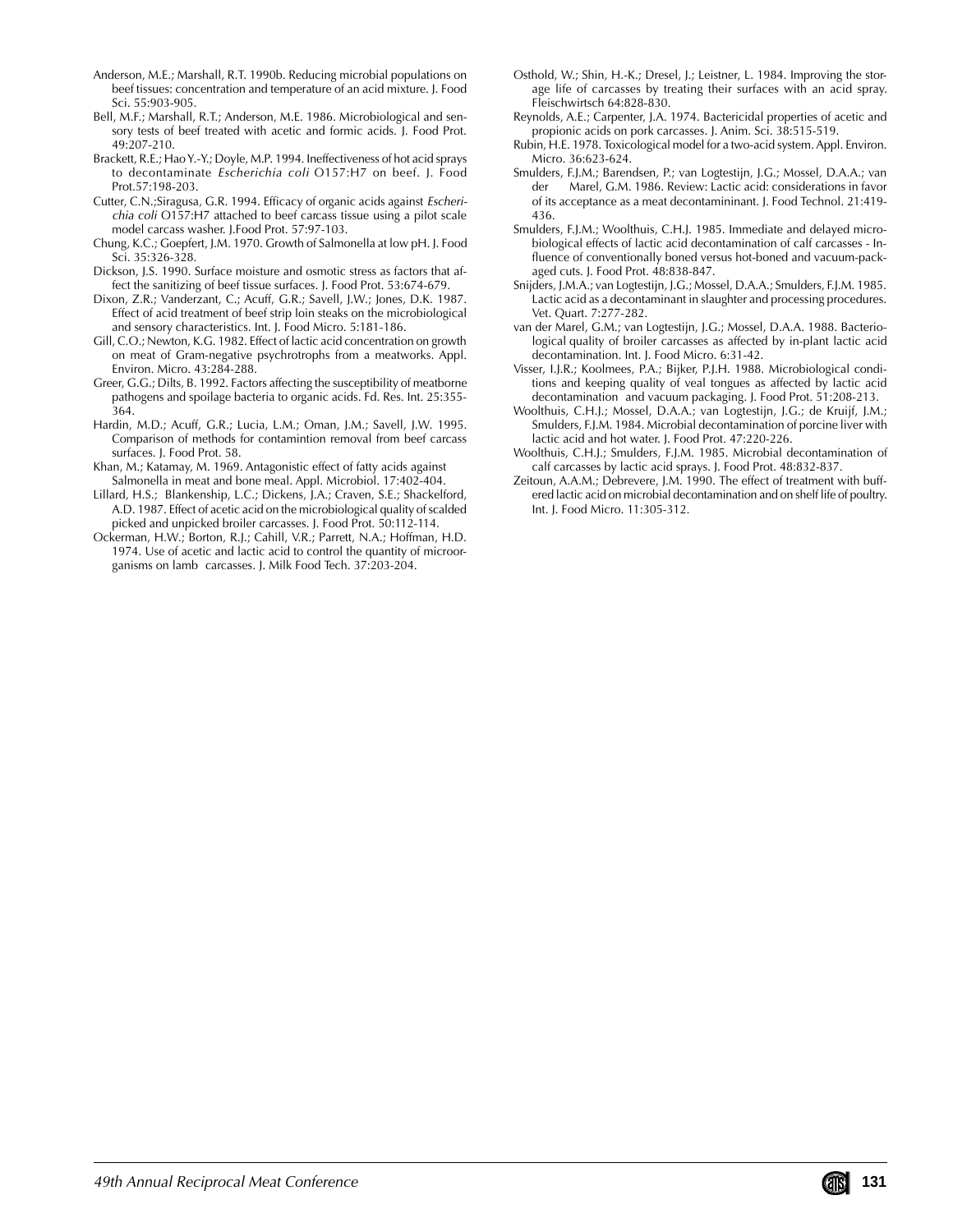Anderson, M.E.; Marshall, R.T. 1990b. Reducing microbial populations on beef tissues: concentration and temperature of an acid mixture. J. Food Sci. 55:903-905.

Bell, M.F.; Marshall, R.T.; Anderson, M.E. 1986. Microbiological and sensory tests of beef treated with acetic and formic acids. J. Food Prot. 49:207-210.

Brackett, R.E.; Hao Y.-Y.; Doyle, M.P. 1994. Ineffectiveness of hot acid sprays to decontaminate *Escherichia coli* O157:H7 on beef. J. Food Prot.57:198-203.

Cutter, C.N.;Siragusa, G.R. 1994. Efficacy of organic acids against *Escherichia coli* O157:H7 attached to beef carcass tissue using a pilot scale model carcass washer. J.Food Prot. 57:97-103.

Chung, K.C.; Goepfert, J.M. 1970. Growth of Salmonella at low pH. J. Food Sci. 35:326-328.

Dickson, J.S. 1990. Surface moisture and osmotic stress as factors that affect the sanitizing of beef tissue surfaces. J. Food Prot. 53:674-679.

Dixon, Z.R.; Vanderzant, C.; Acuff, G.R.; Savell, J.W.; Jones, D.K. 1987. Effect of acid treatment of beef strip loin steaks on the microbiological and sensory characteristics. Int. J. Food Micro. 5:181-186.

Gill, C.O.; Newton, K.G. 1982. Effect of lactic acid concentration on growth on meat of Gram-negative psychrotrophs from a meatworks. Appl. Environ. Micro. 43:284-288.

Greer, G.G.; Dilts, B. 1992. Factors affecting the susceptibility of meatborne pathogens and spoilage bacteria to organic acids. Fd. Res. Int. 25:355-364.

Hardin, M.D.; Acuff, G.R.; Lucia, L.M.; Oman, J.M.; Savell, J.W. 1995. Comparison of methods for contamintion removal from beef carcass surfaces. J. Food Prot. 58.

Khan, M.; Katamay, M. 1969. Antagonistic effect of fatty acids against Salmonella in meat and bone meal. Appl. Microbiol. 17:402-404.

Lillard, H.S.; Blankenship, L.C.; Dickens, J.A.; Craven, S.E.; Shackelford, A.D. 1987. Effect of acetic acid on the microbiological quality of scalded picked and unpicked broiler carcasses. J. Food Prot. 50:112-114.

Ockerman, H.W.; Borton, R.J.; Cahill, V.R.; Parrett, N.A.; Hoffman, H.D. 1974. Use of acetic and lactic acid to control the quantity of microorganisms on lamb carcasses. J. Milk Food Tech. 37:203-204.

Osthold, W.; Shin, H.-K.; Dresel, J.; Leistner, L. 1984. Improving the storage life of carcasses by treating their surfaces with an acid spray. Fleischwirtsch 64:828-830.

Reynolds, A.E.; Carpenter, J.A. 1974. Bactericidal properties of acetic and propionic acids on pork carcasses. J. Anim. Sci. 38:515-519.

Rubin, H.E. 1978. Toxicological model for a two-acid system. Appl. Environ. Micro. 36:623-624.

Smulders, F.J.M.; Barendsen, P.; van Logtestijn, J.G.; Mossel, D.A.A.; van der Marel, G.M. 1986. Review: Lactic acid: considerations in favor of its acceptance as a meat decontamininant. J. Food Technol. 21:419-436.

Smulders, F.J.M.; Woolthuis, C.H.J. 1985. Immediate and delayed microbiological effects of lactic acid decontamination of calf carcasses - Influence of conventionally boned versus hot-boned and vacuum-packaged cuts. J. Food Prot. 48:838-847.

Snijders, J.M.A.; van Logtestijn, J.G.; Mossel, D.A.A.; Smulders, F.J.M. 1985. Lactic acid as a decontaminant in slaughter and processing procedures. Vet. Quart. 7:277-282.

van der Marel, G.M.; van Logtestijn, J.G.; Mossel, D.A.A. 1988. Bacteriological quality of broiler carcasses as affected by in-plant lactic acid decontamination. Int. J. Food Micro. 6:31-42.

Visser, I.J.R.; Koolmees, P.A.; Bijker, P.J.H. 1988. Microbiological conditions and keeping quality of veal tongues as affected by lactic acid decontamination and vacuum packaging. J. Food Prot. 51:208-213.

Woolthuis, C.H.J.; Mossel, D.A.A.; van Logtestijn, J.G.; de Kruijf, J.M.; Smulders, F.J.M. 1984. Microbial decontamination of porcine liver with lactic acid and hot water. J. Food Prot. 47:220-226.

Woolthuis, C.H.J.; Smulders, F.J.M. 1985. Microbial decontamination of calf carcasses by lactic acid sprays. J. Food Prot. 48:832-837.

Zeitoun, A.A.M.; Debrevere, J.M. 1990. The effect of treatment with buffered lactic acid on microbial decontamination and on shelf life of poultry. Int. J. Food Micro. 11:305-312.